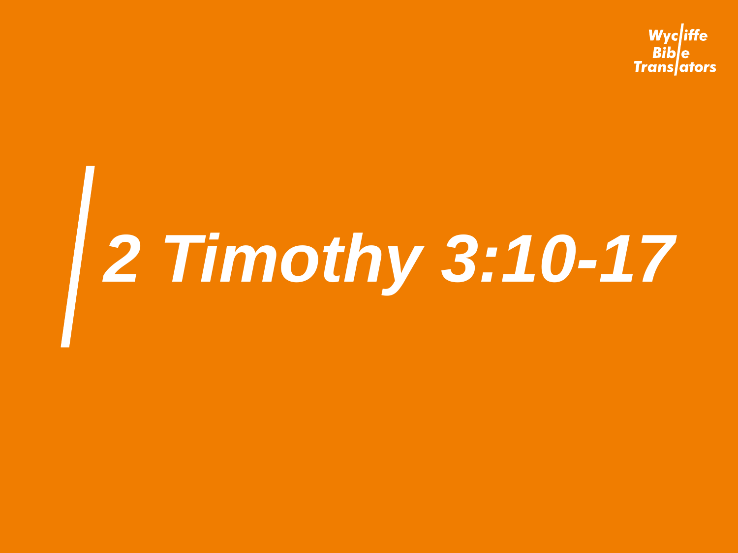Wycliffe Bible Translators

# *2 Timothy 3:10-17*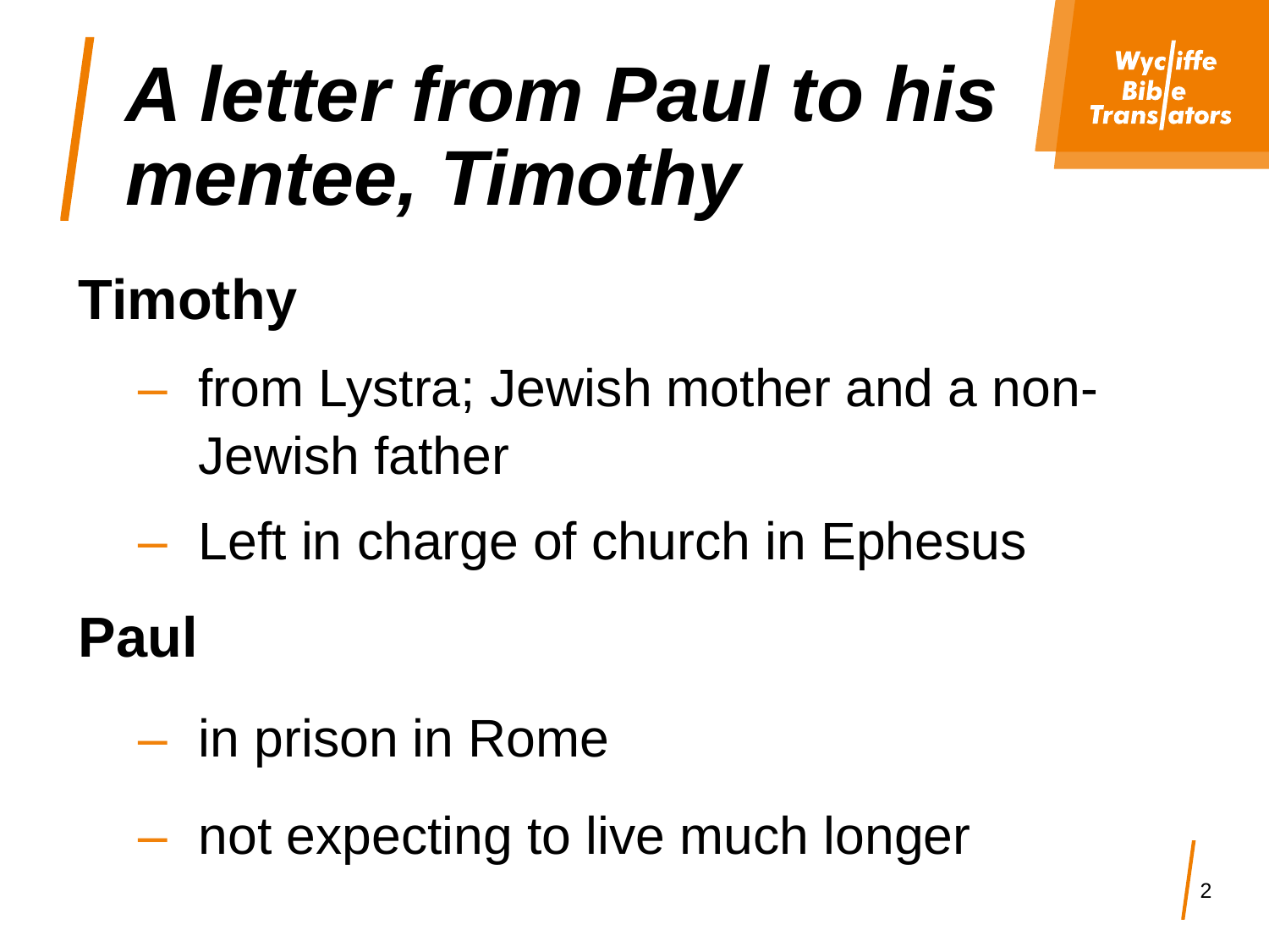# *A letter from Paul to his mentee, Timothy*

## Timothy

- from Lystra; Jewish mother and a non-Jewish father
- Left in charge of church in Ephesus

## Paul

- in prison in Rome
- not expecting to live much longer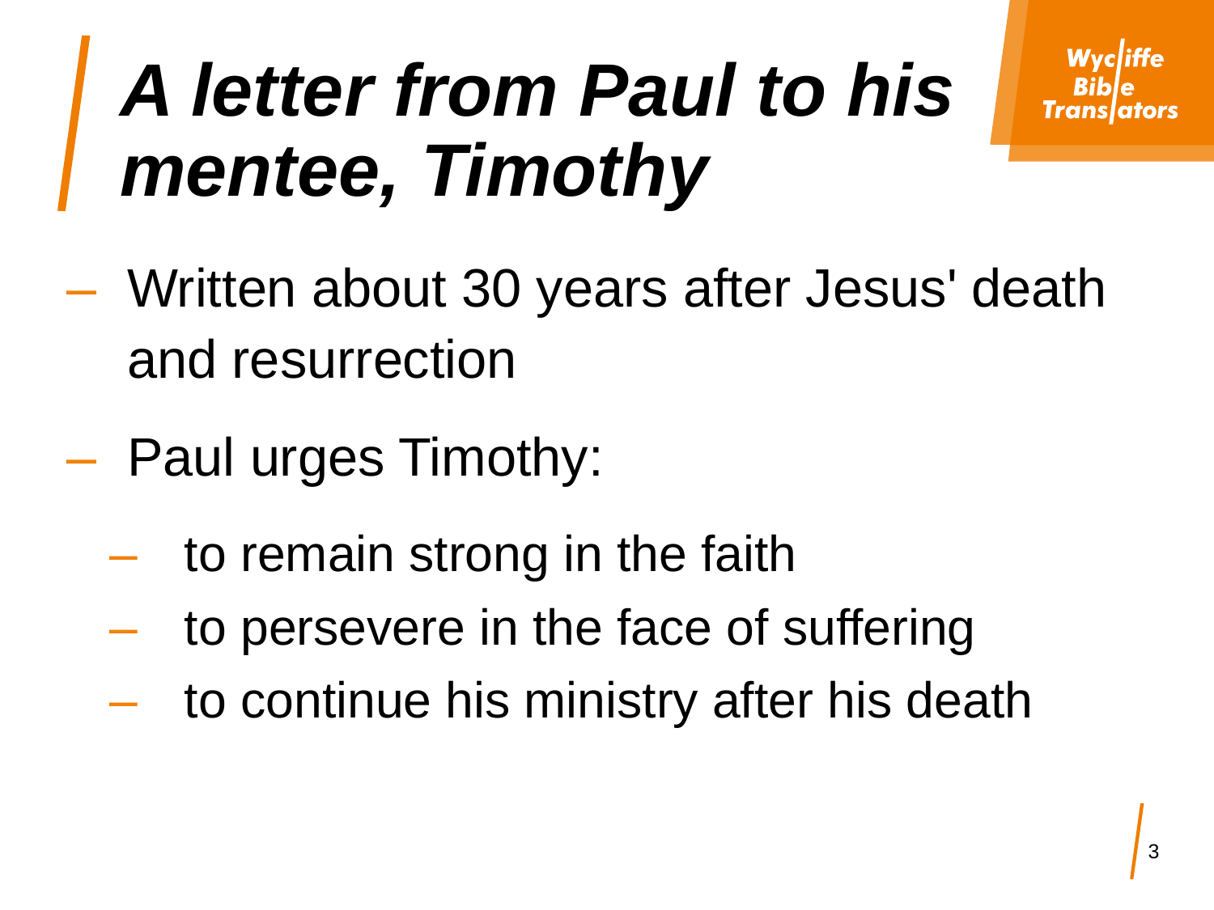# *A letter from Paul to his mentee, Timothy*

- Written about 30 years after Jesus' death and resurrection
- Paul urges Timothy:
  - to remain strong in the faith
  - to persevere in the face of suffering
  - to continue his ministry after his death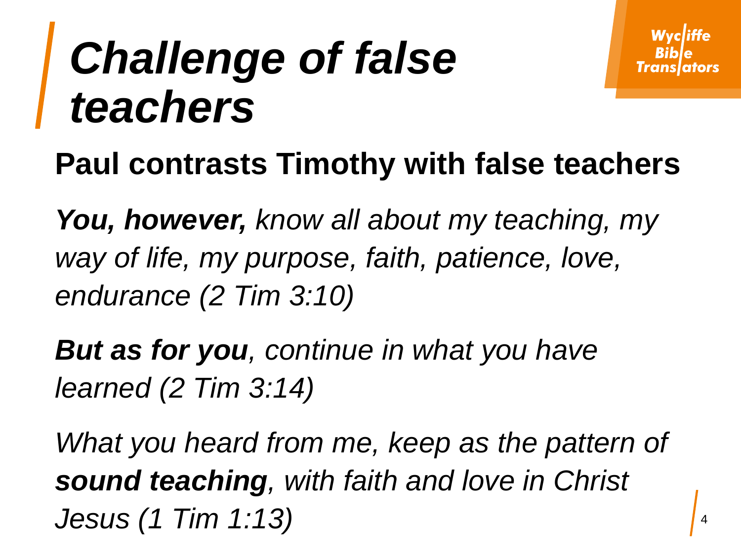# *Challenge of false teachers*

**Paul contrasts Timothy with false teachers**

***You, however,*** *know all about my teaching, my way of life, my purpose, faith, patience, love, endurance (2 Tim 3:10)*

***But as for you****, continue in what you have learned (2 Tim 3:14)*

*What you heard from me, keep as the pattern of* ***sound teaching****, with faith and love in Christ Jesus (1 Tim 1:13)*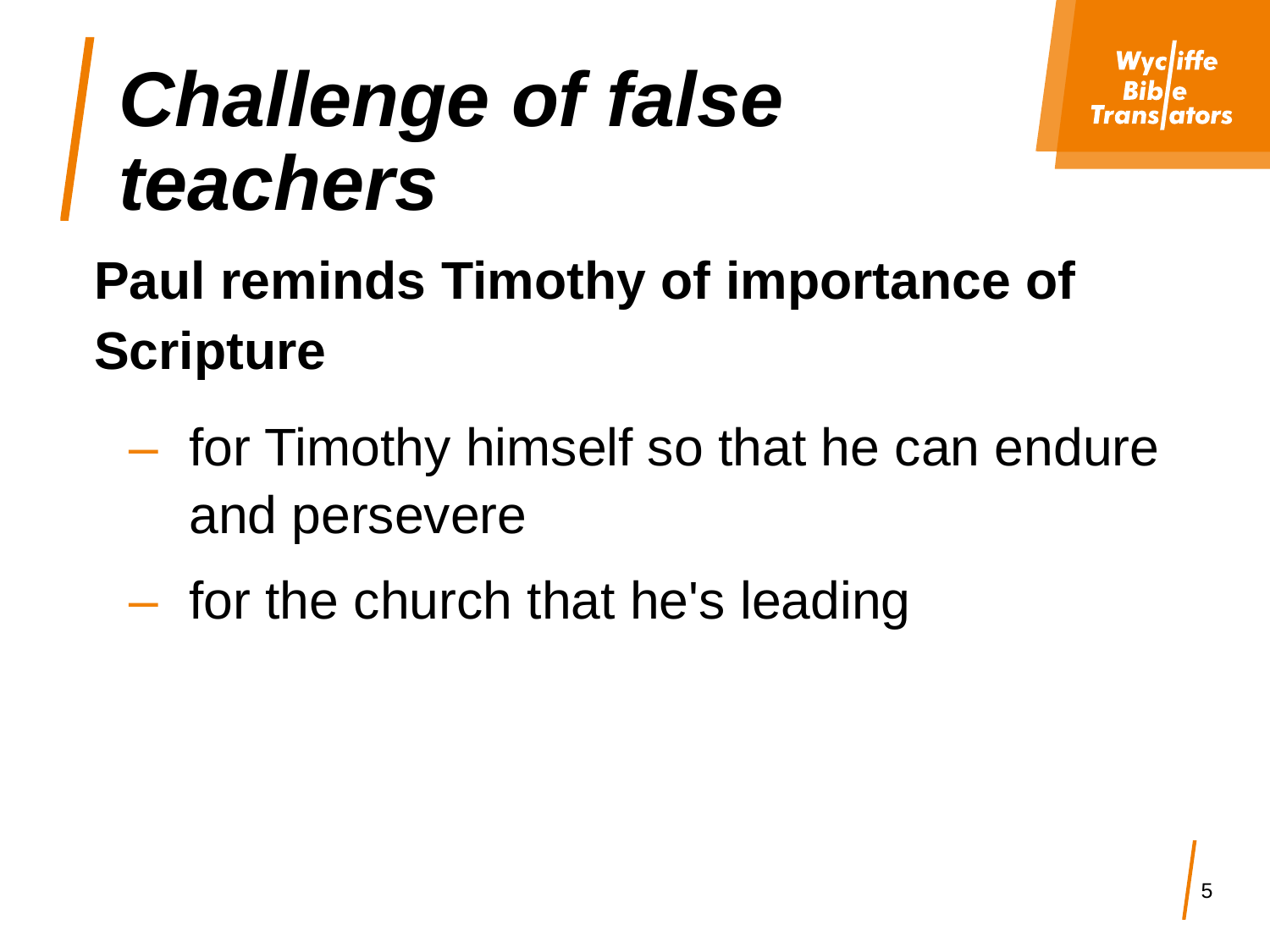# *Challenge of false teachers*

**Paul reminds Timothy of importance of Scripture**

- for Timothy himself so that he can endure and persevere
- for the church that he's leading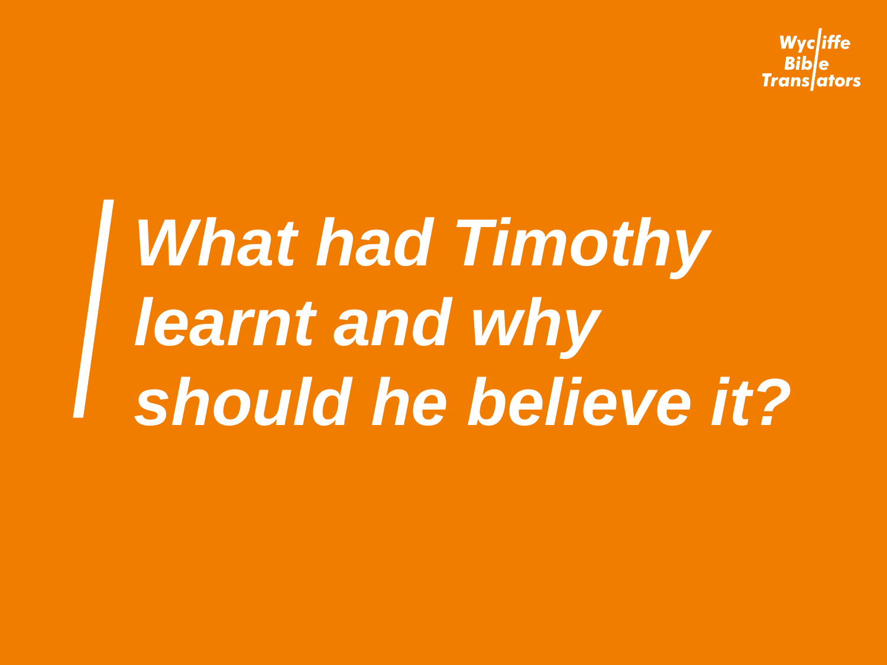# *What had Timothy learnt and why should he believe it?*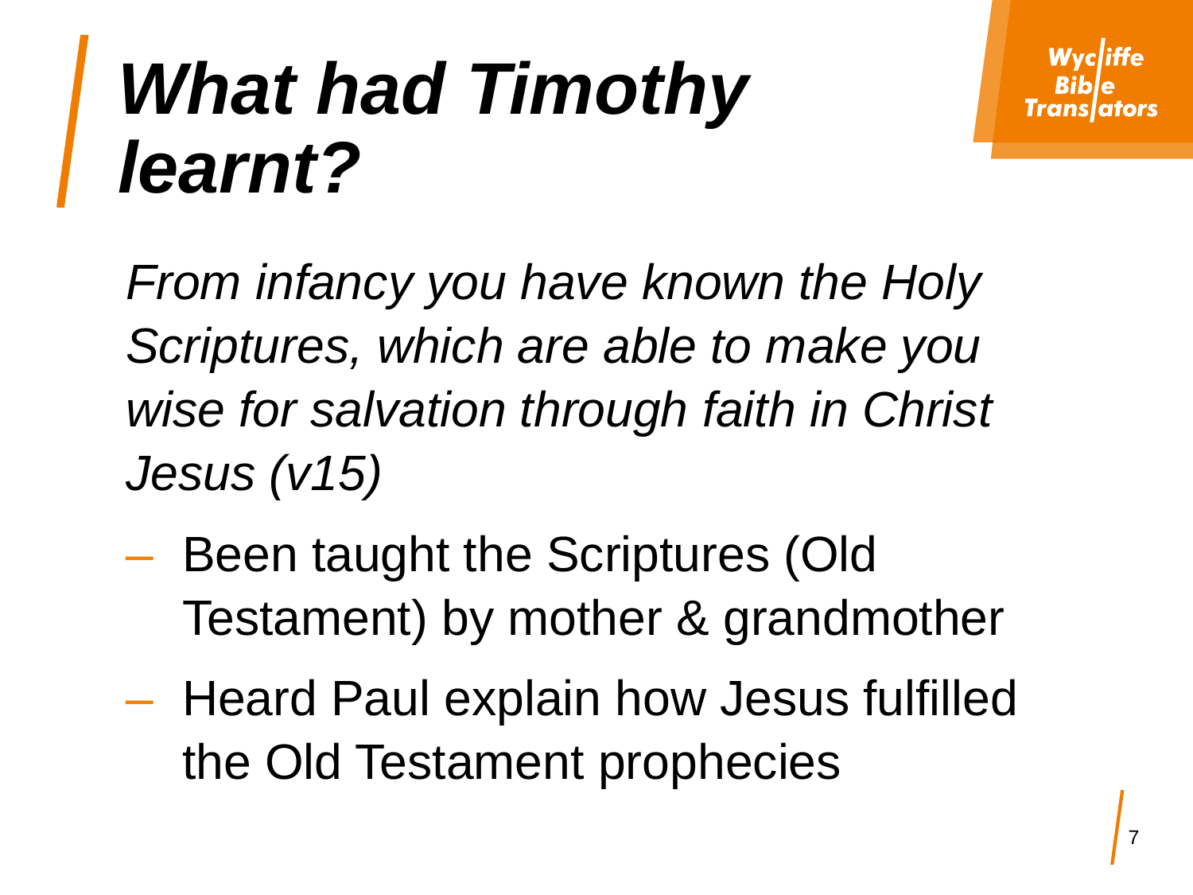# ***What had Timothy learnt?***

*From infancy you have known the Holy Scriptures, which are able to make you wise for salvation through faith in Christ Jesus (v15)*

- Been taught the Scriptures (Old Testament) by mother & grandmother
- Heard Paul explain how Jesus fulfilled the Old Testament prophecies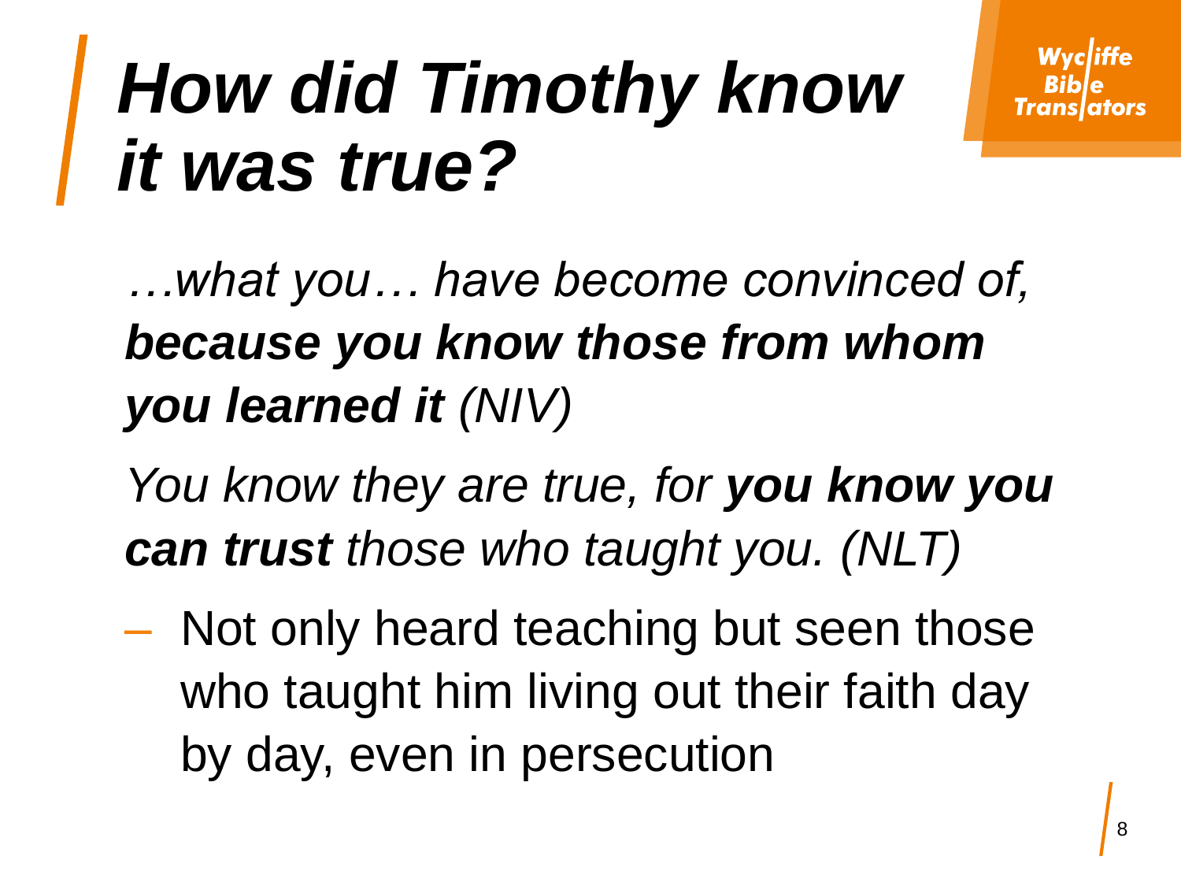# *How did Timothy know it was true?*

*…what you… have become convinced of, **because you know those from whom you learned it** (NIV)*

*You know they are true, for **you know you can trust** those who taught you. (NLT)*

– Not only heard teaching but seen those who taught him living out their faith day by day, even in persecution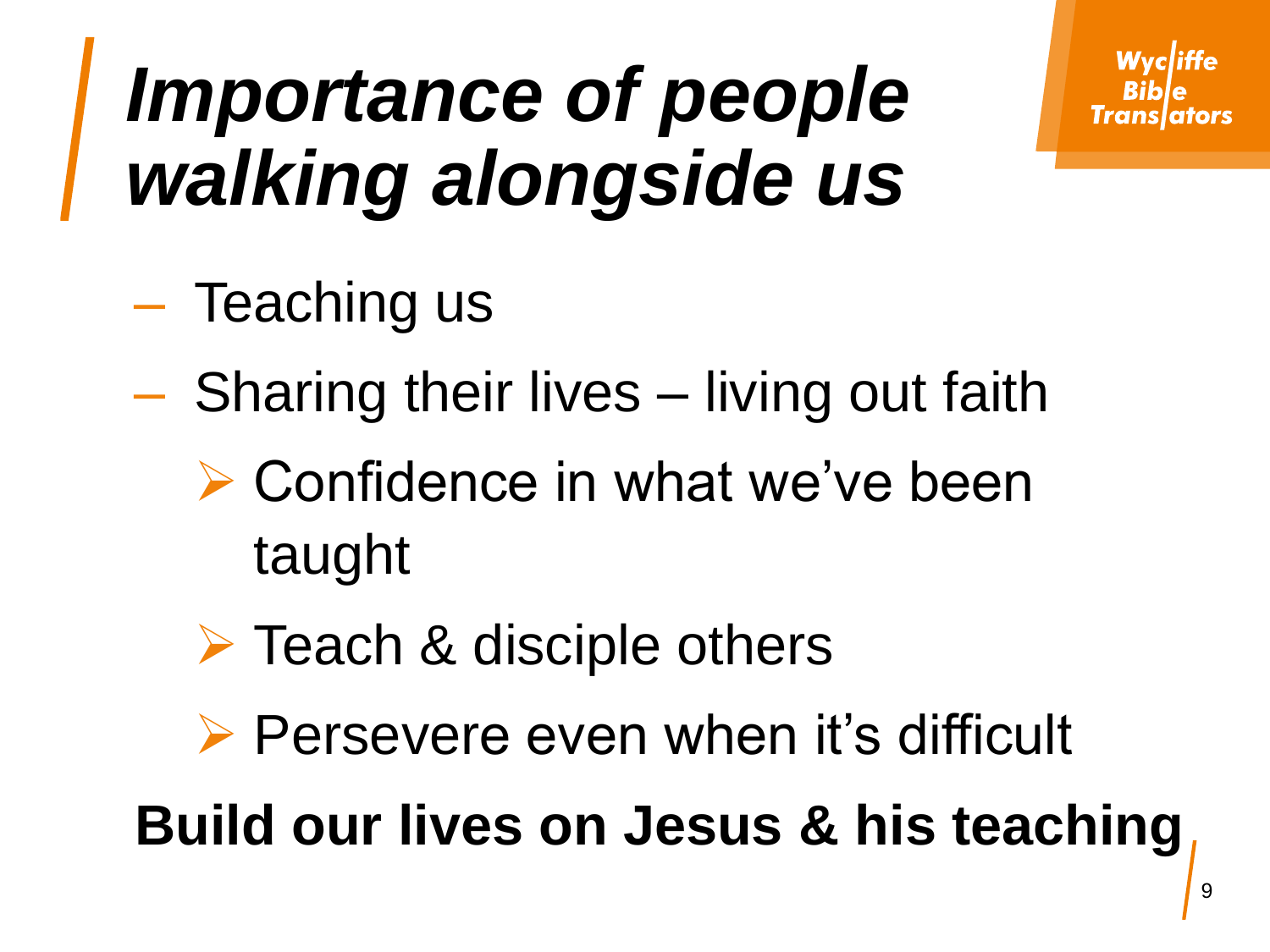# *Importance of people walking alongside us*

- Teaching us
- Sharing their lives – living out faith
  - Confidence in what we've been taught
  - Teach & disciple others
  - Persevere even when it's difficult

**Build our lives on Jesus & his teaching**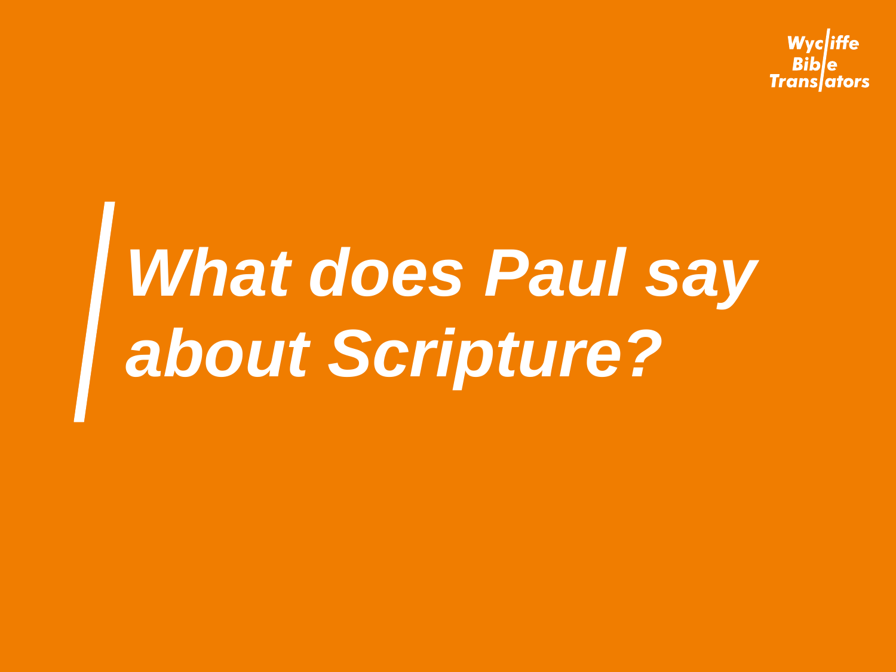# *What does Paul say about Scripture?*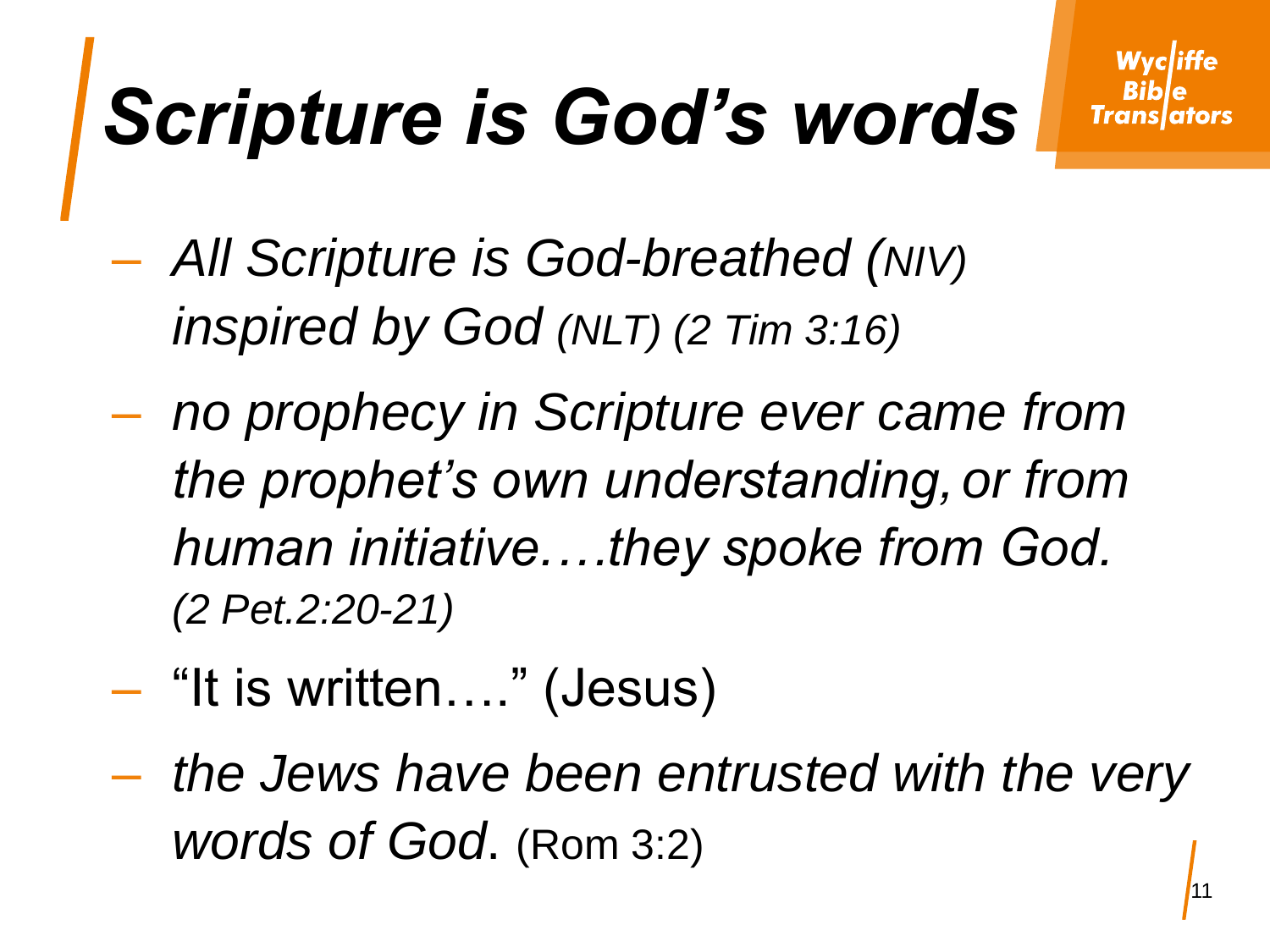# *Scripture is God's words*

- *All Scripture is God-breathed (NIV) inspired by God (NLT) (2 Tim 3:16)*
- *no prophecy in Scripture ever came from the prophet's own understanding, or from human initiative….they spoke from God. (2 Pet.2:20-21)*
- "It is written…." (Jesus)
- *the Jews have been entrusted with the very words of God*. (Rom 3:2)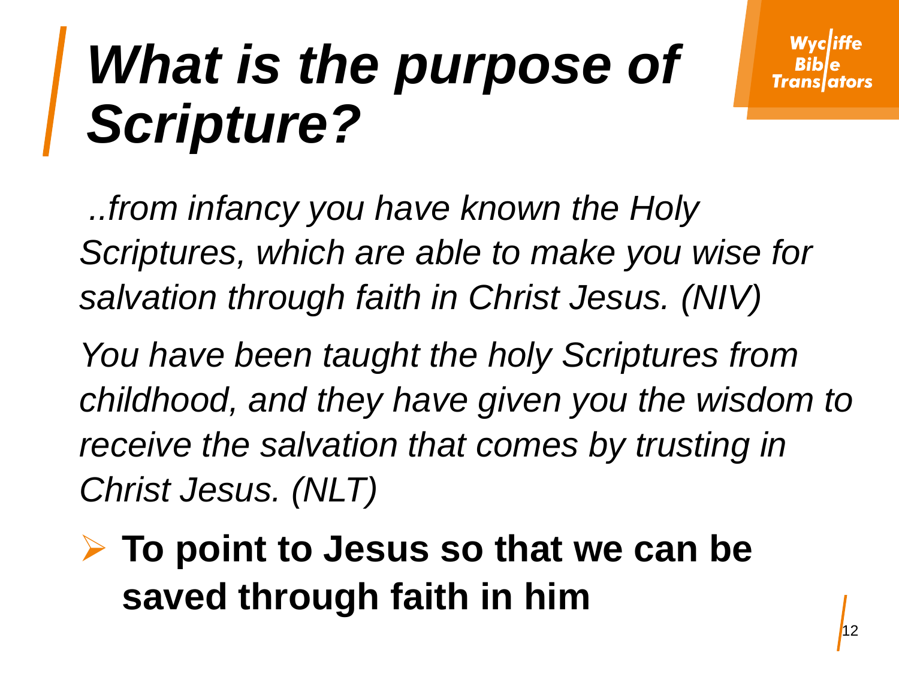# *What is the purpose of Scripture?*

*..from infancy you have known the Holy Scriptures, which are able to make you wise for salvation through faith in Christ Jesus. (NIV)*

*You have been taught the holy Scriptures from childhood, and they have given you the wisdom to receive the salvation that comes by trusting in Christ Jesus. (NLT)*

- **To point to Jesus so that we can be saved through faith in him**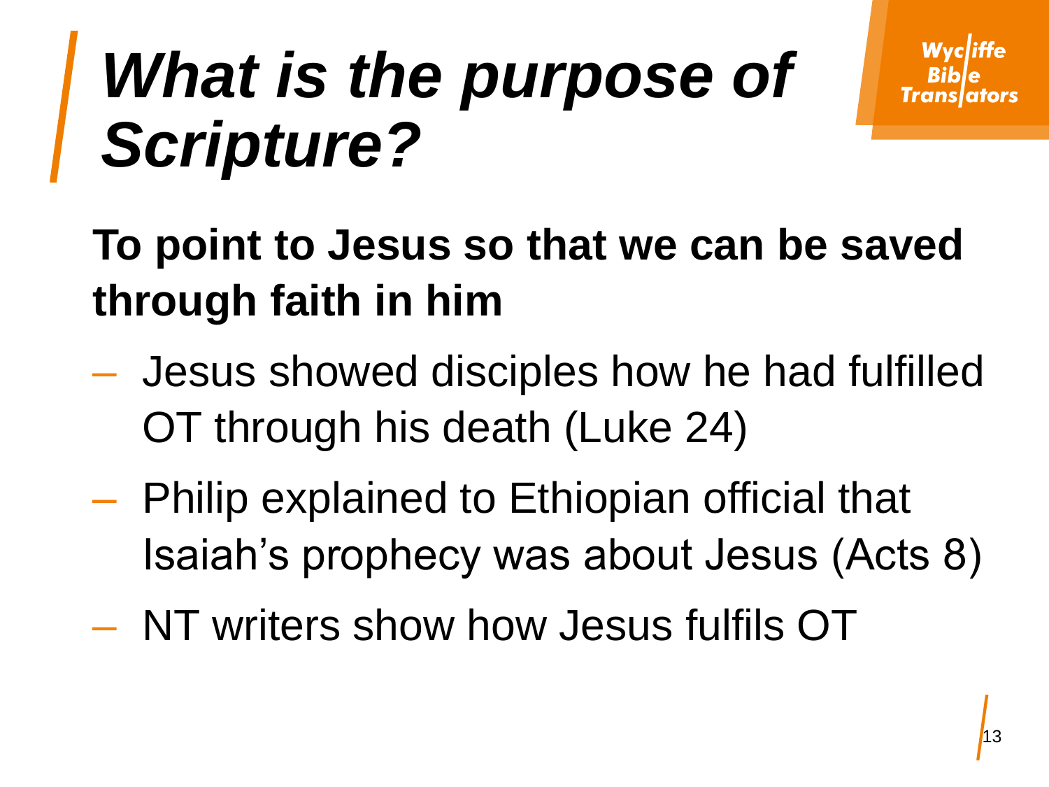# *What is the purpose of Scripture?*

**To point to Jesus so that we can be saved through faith in him**

- Jesus showed disciples how he had fulfilled OT through his death (Luke 24)
- Philip explained to Ethiopian official that Isaiah's prophecy was about Jesus (Acts 8)
- NT writers show how Jesus fulfils OT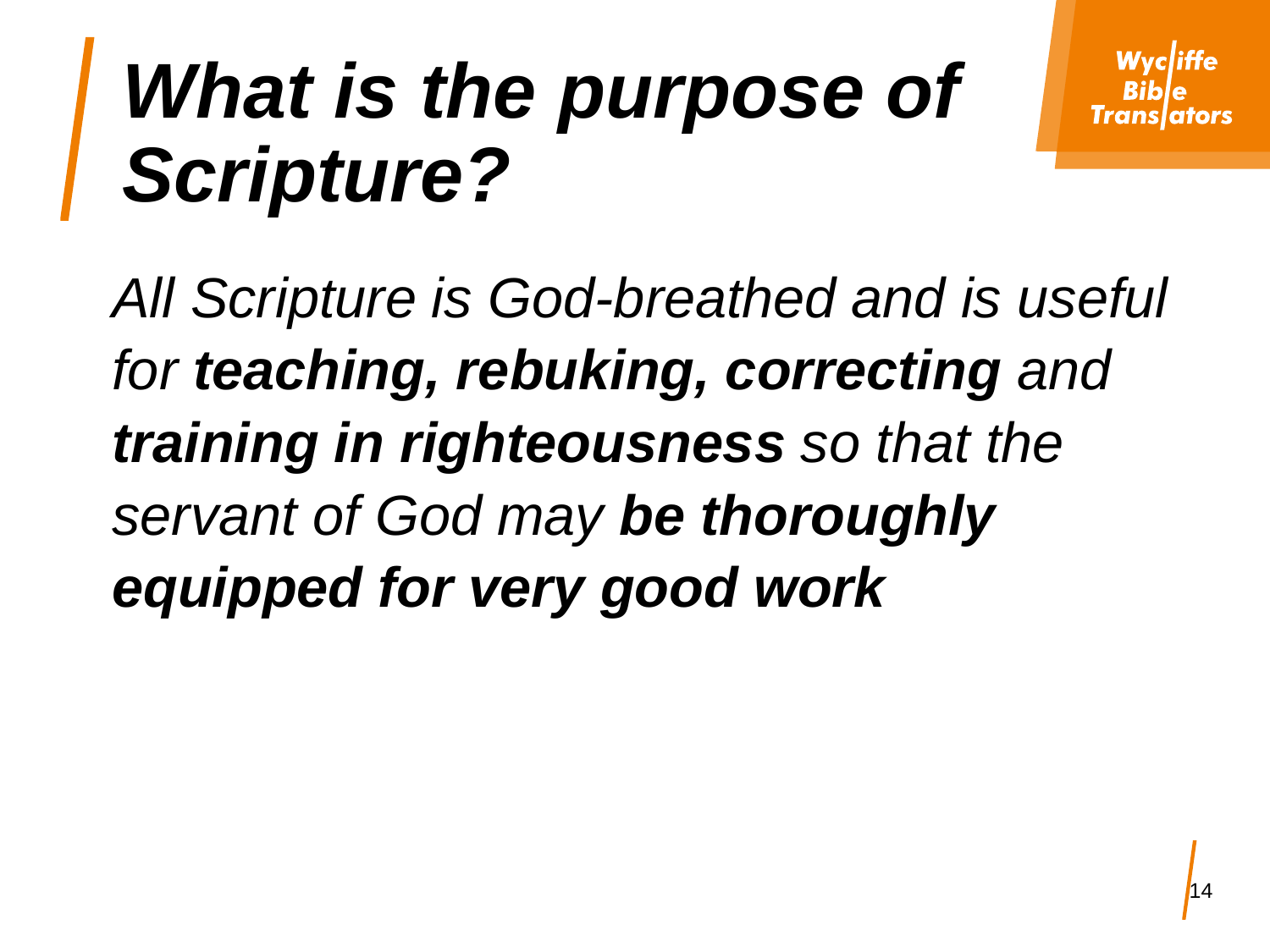# *What is the purpose of Scripture?*

*All Scripture is God-breathed and is useful for **teaching, rebuking, correcting** and **training in righteousness** so that the servant of God may **be thoroughly equipped for very good work***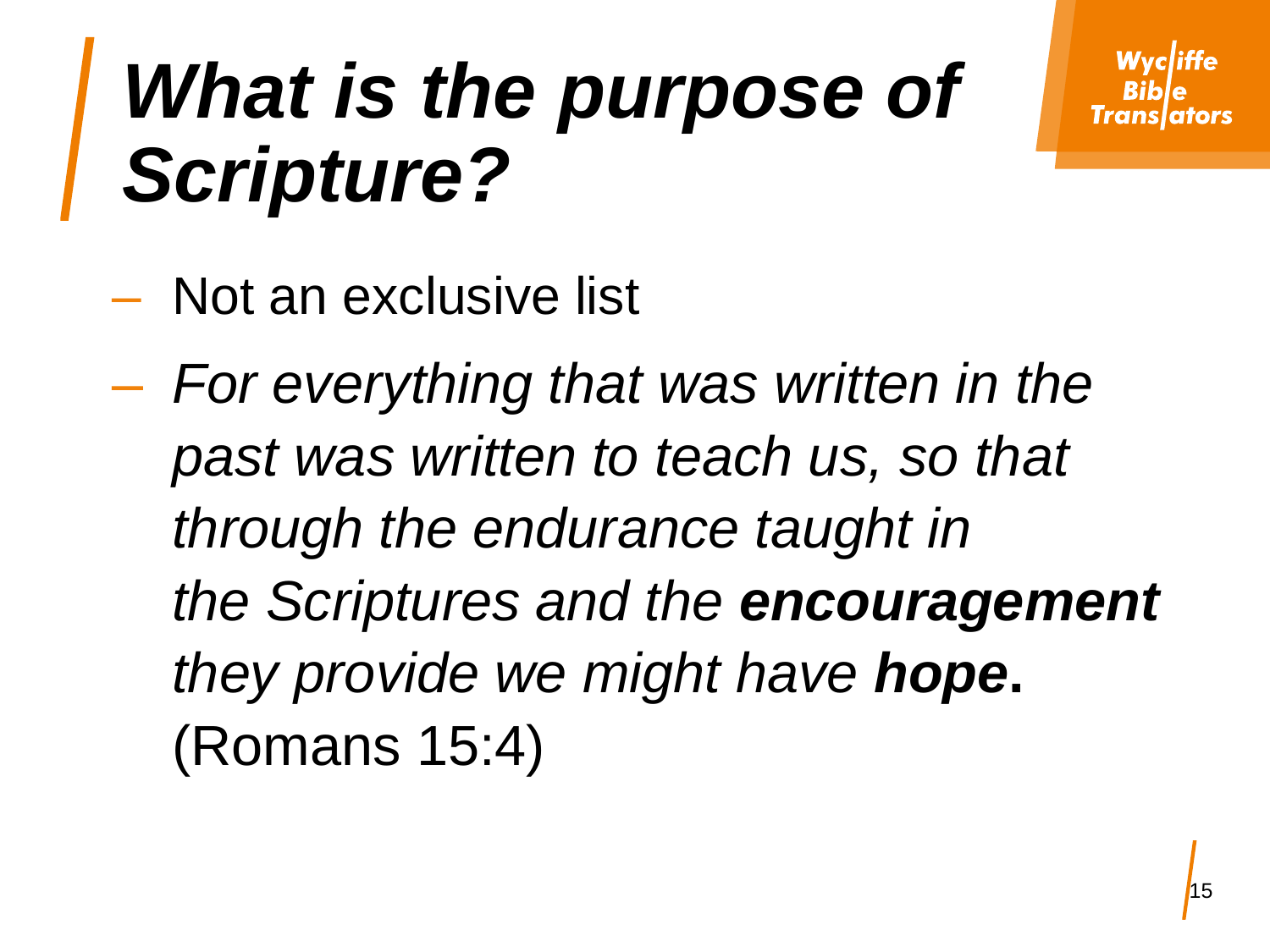# *What is the purpose of Scripture?*

- Not an exclusive list
- *For everything that was written in the past was written to teach us, so that through the endurance taught in the Scriptures and the **encouragement** they provide we might have **hope**.* (Romans 15:4)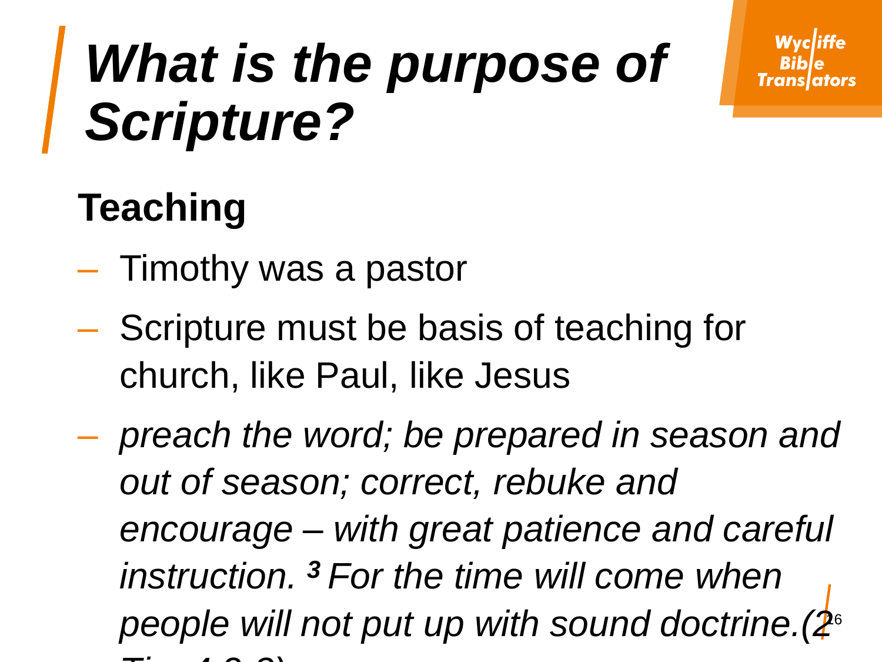# *What is the purpose of Scripture?*

## Teaching

- Timothy was a pastor
- Scripture must be basis of teaching for church, like Paul, like Jesus
- *preach the word; be prepared in season and out of season; correct, rebuke and encourage – with great patience and careful instruction. **3** For the time will come when people will not put up with sound doctrine.(2 Tim 4:2-3)*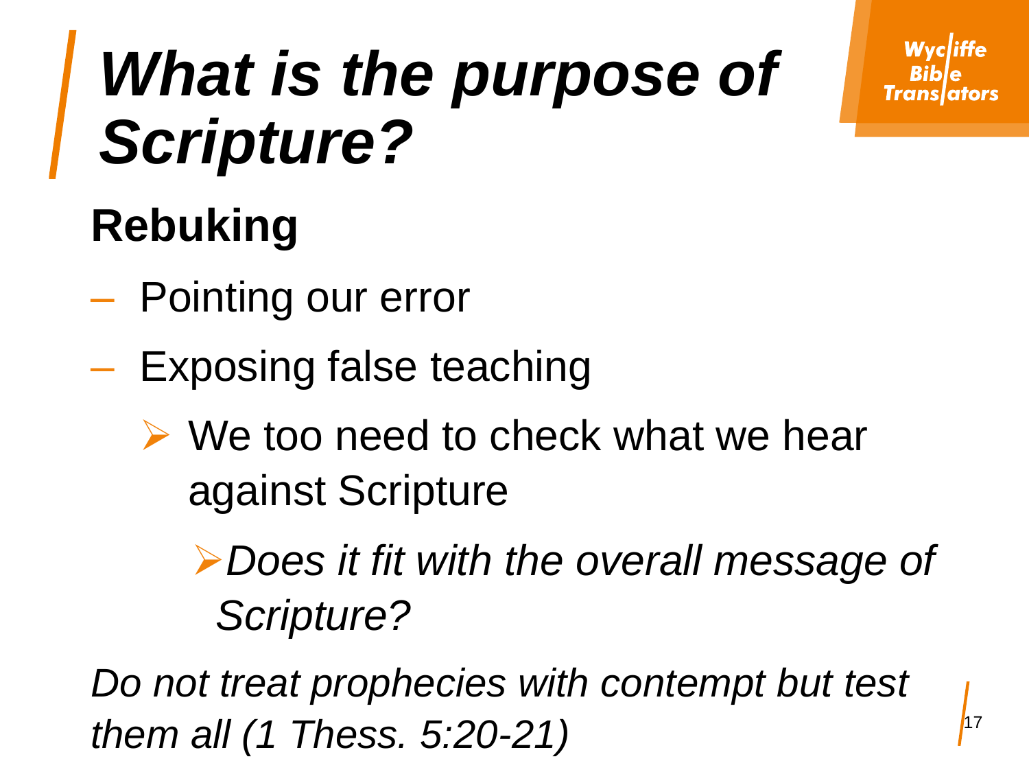# *What is the purpose of Scripture?*

## Rebuking

- Pointing our error
- Exposing false teaching
  - We too need to check what we hear against Scripture
    - *Does it fit with the overall message of Scripture?*

*Do not treat prophecies with contempt but test them all (1 Thess. 5:20-21)*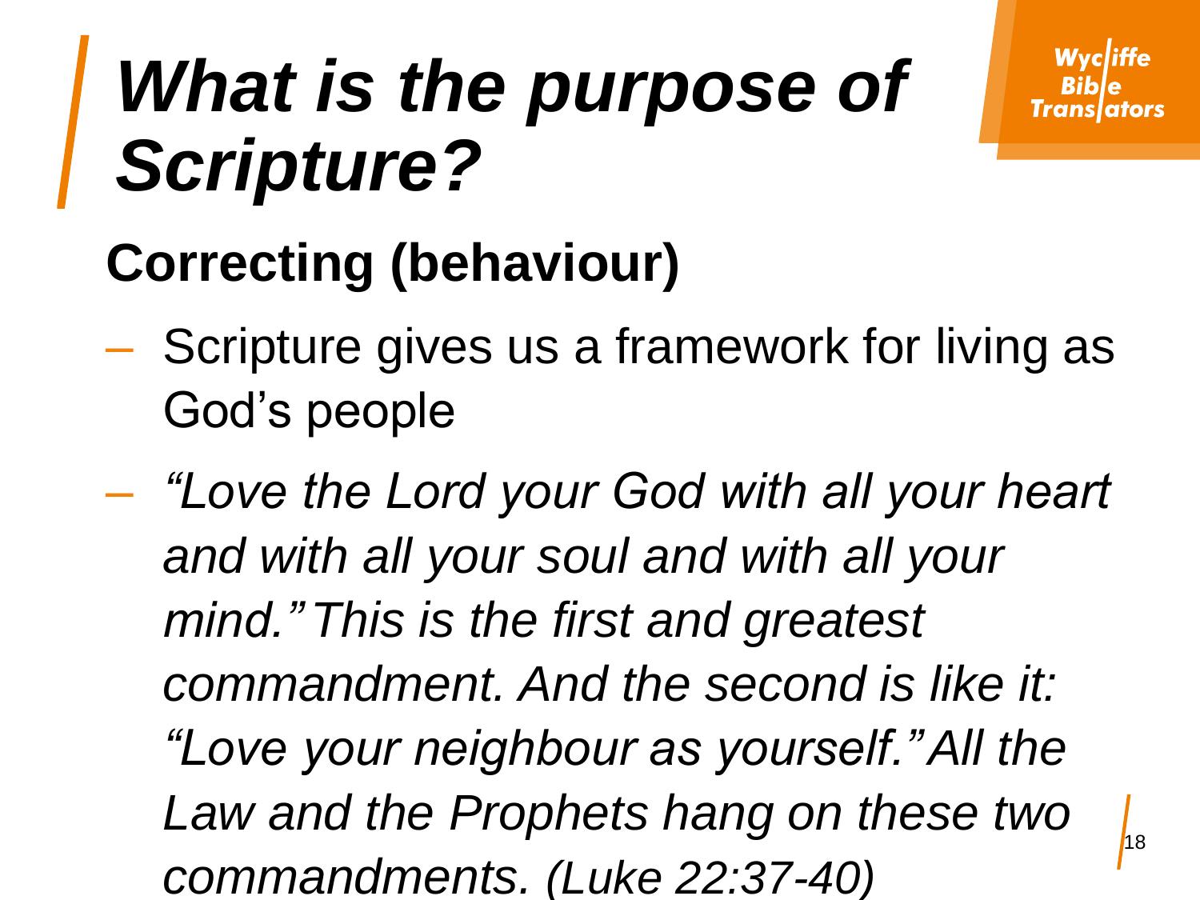# *What is the purpose of Scripture?*

## Correcting (behaviour)

- Scripture gives us a framework for living as God's people
- *"Love the Lord your God with all your heart and with all your soul and with all your mind." This is the first and greatest commandment. And the second is like it: "Love your neighbour as yourself." All the Law and the Prophets hang on these two commandments. (Luke 22:37-40)*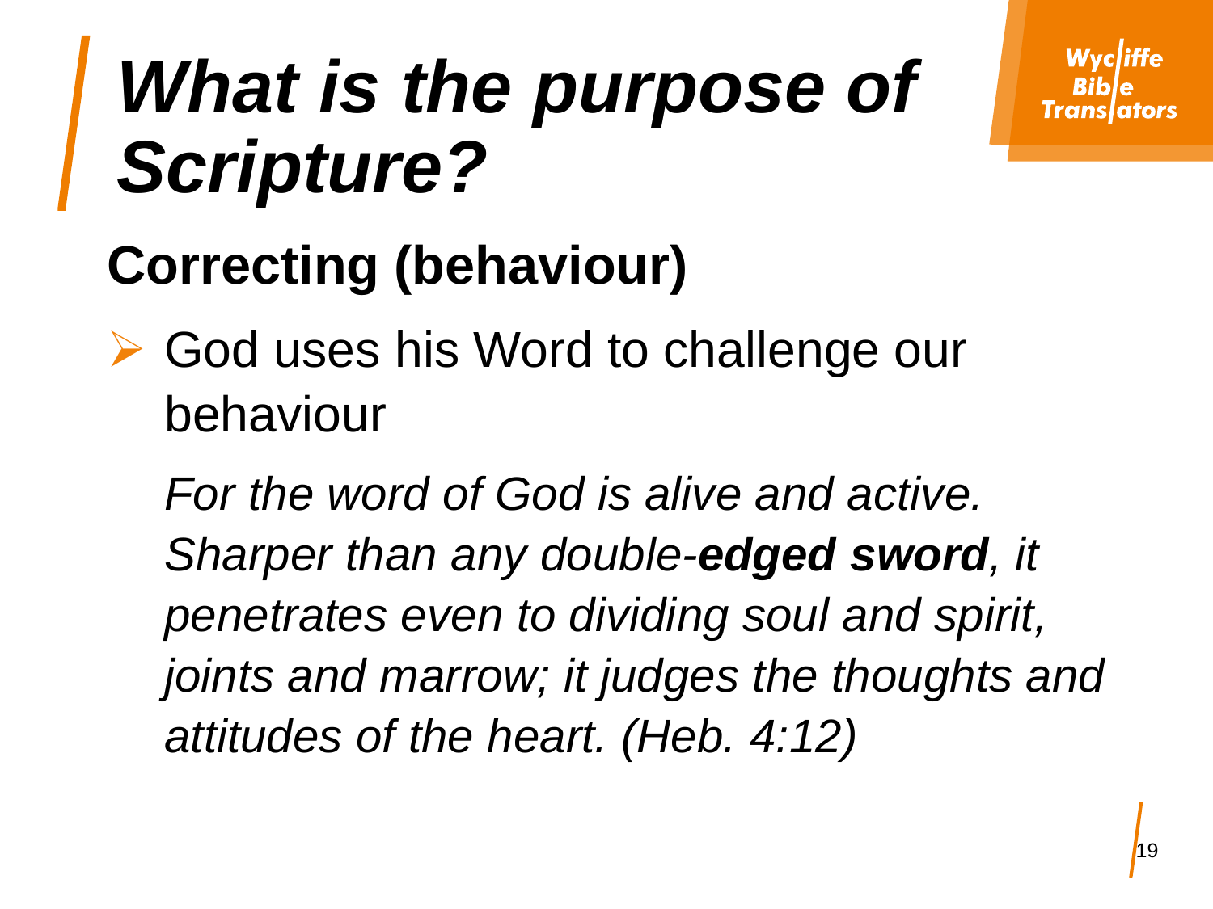# *What is the purpose of Scripture?*

## Correcting (behaviour)

- God uses his Word to challenge our behaviour

*For the word of God is alive and active. Sharper than any double-**edged sword**, it penetrates even to dividing soul and spirit, joints and marrow; it judges the thoughts and attitudes of the heart. (Heb. 4:12)*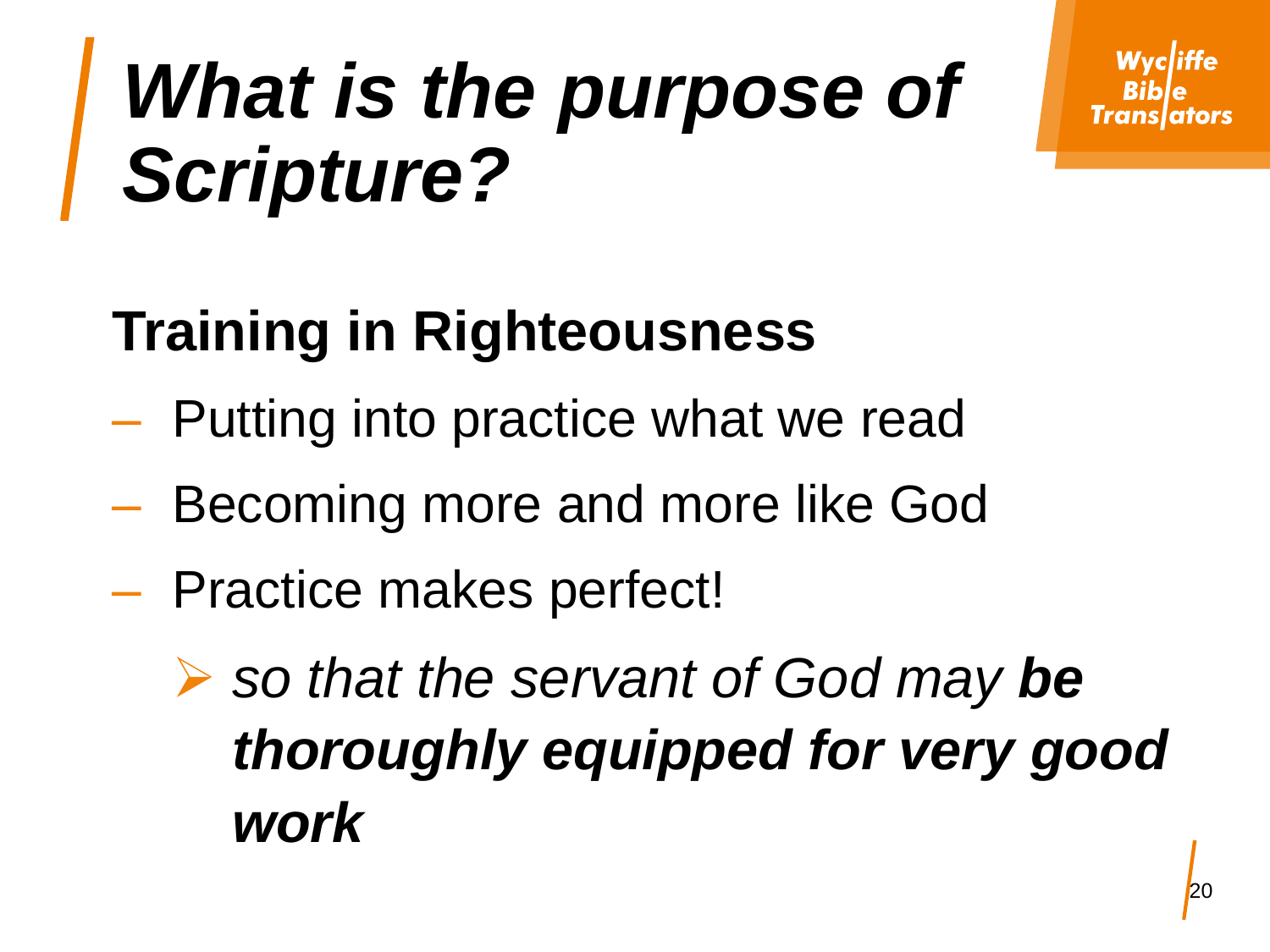# *What is the purpose of Scripture?*

## Training in Righteousness

- Putting into practice what we read
- Becoming more and more like God
- Practice makes perfect!
  - *so that the servant of God may **be thoroughly equipped for very good work***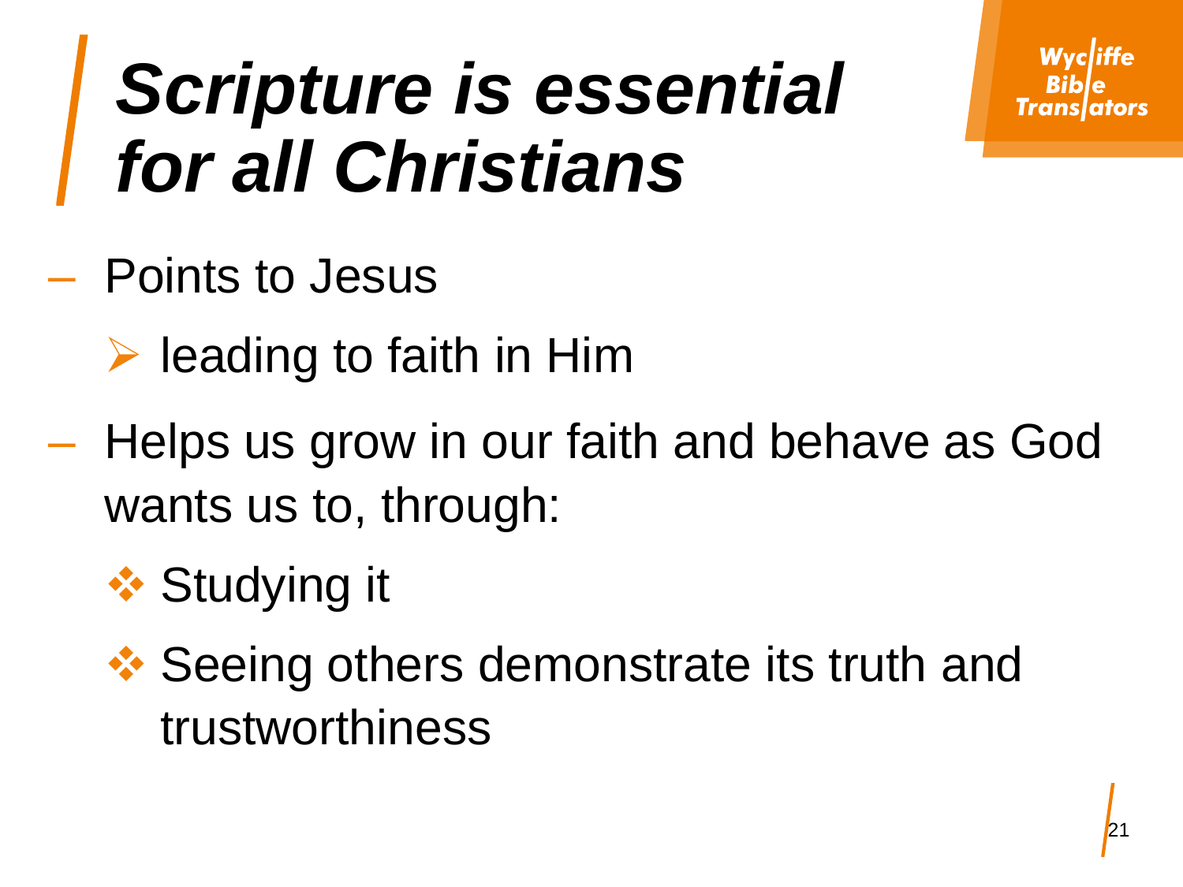# *Scripture is essential for all Christians*

- Points to Jesus
  - leading to faith in Him
- Helps us grow in our faith and behave as God wants us to, through:
  - Studying it
  - Seeing others demonstrate its truth and trustworthiness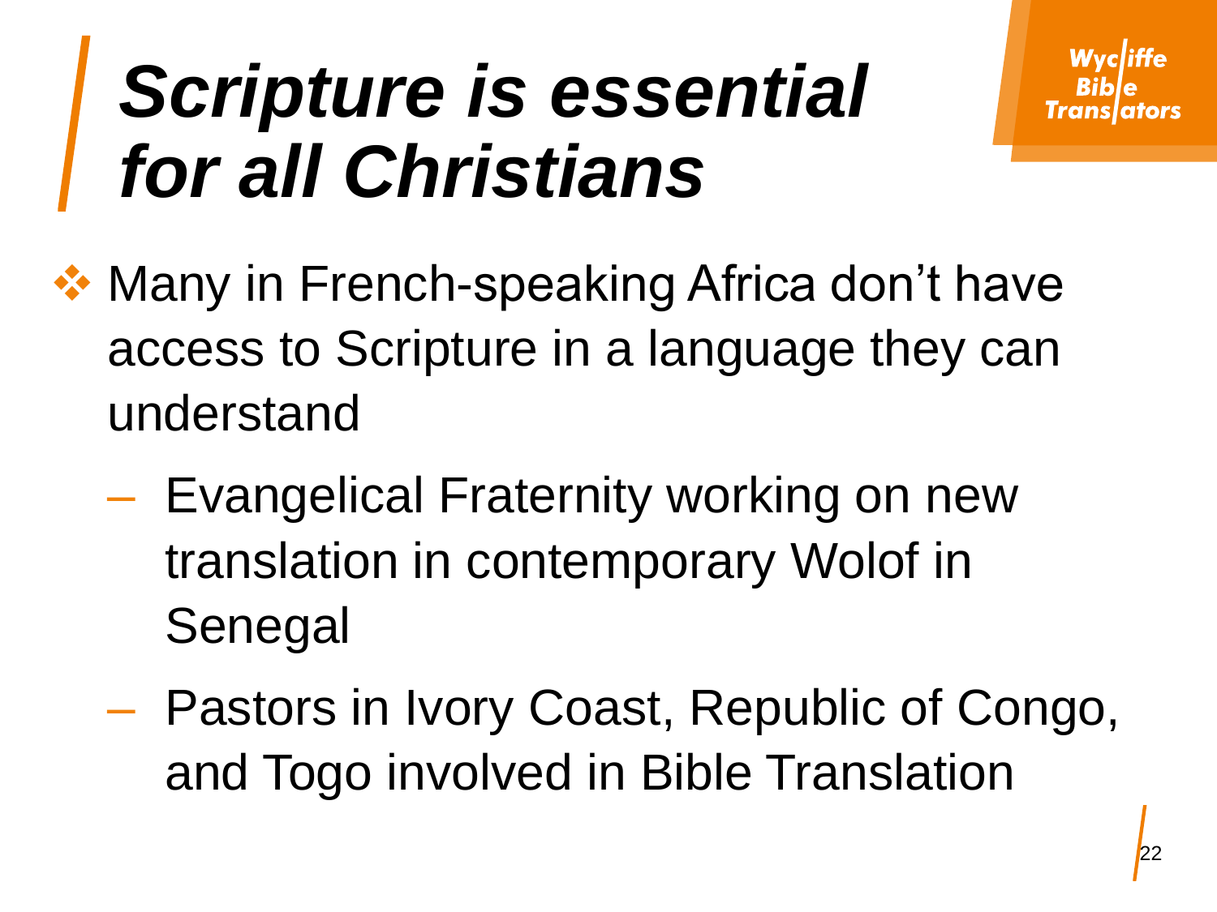# *Scripture is essential for all Christians*

- Many in French-speaking Africa don't have access to Scripture in a language they can understand
  - Evangelical Fraternity working on new translation in contemporary Wolof in Senegal
  - Pastors in Ivory Coast, Republic of Congo, and Togo involved in Bible Translation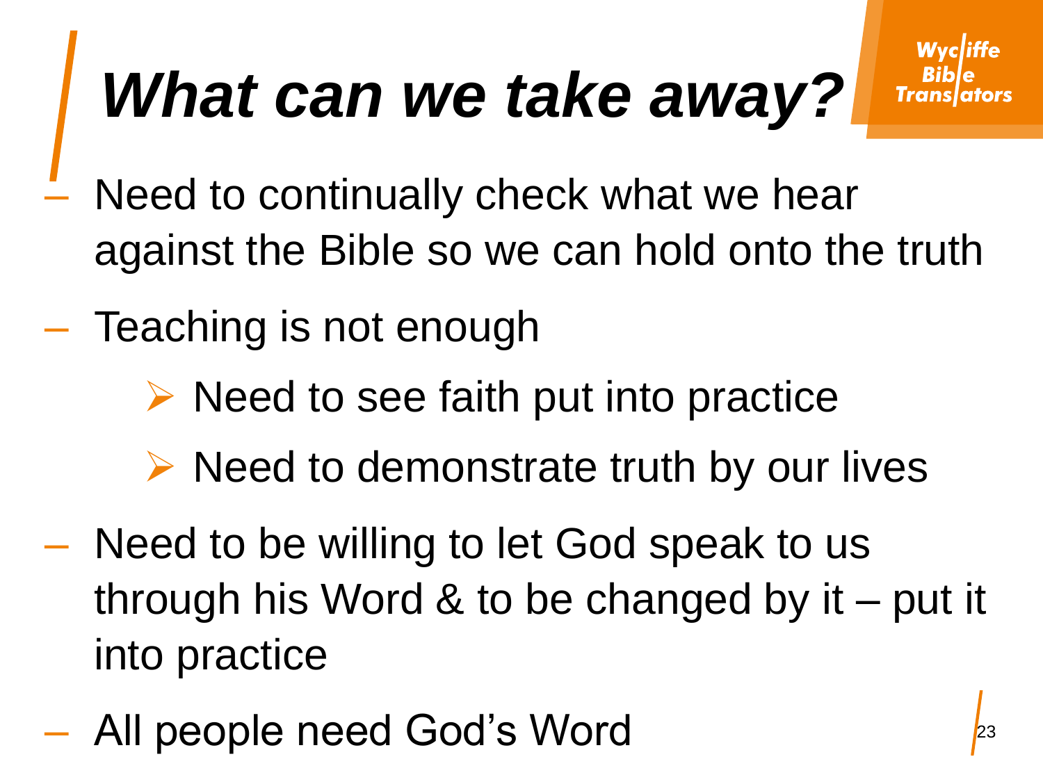# What can we take away?

- Need to continually check what we hear against the Bible so we can hold onto the truth
- Teaching is not enough
  - Need to see faith put into practice
  - Need to demonstrate truth by our lives
- Need to be willing to let God speak to us through his Word & to be changed by it – put it into practice
- All people need God's Word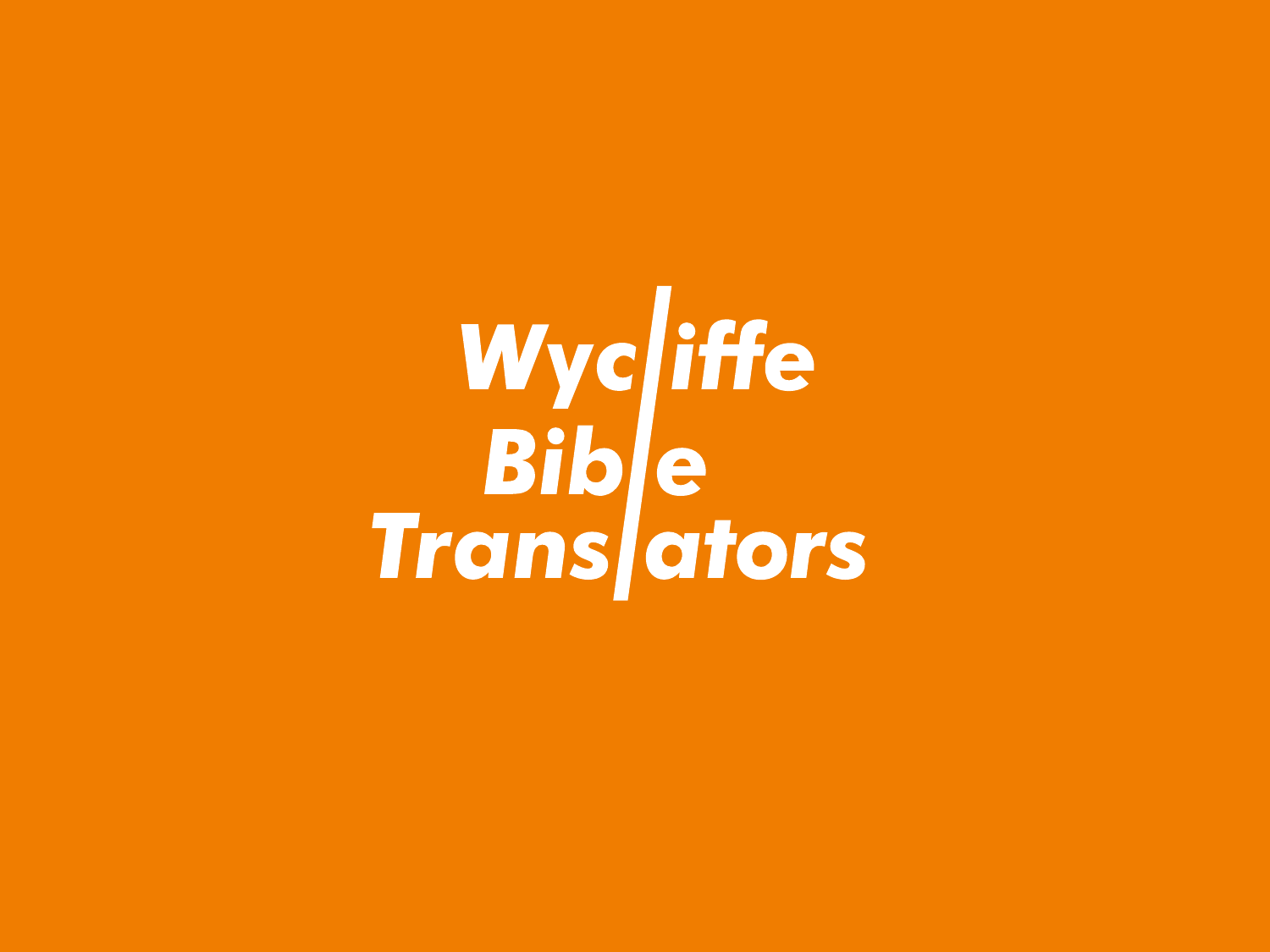Wycliffe Bible Translators